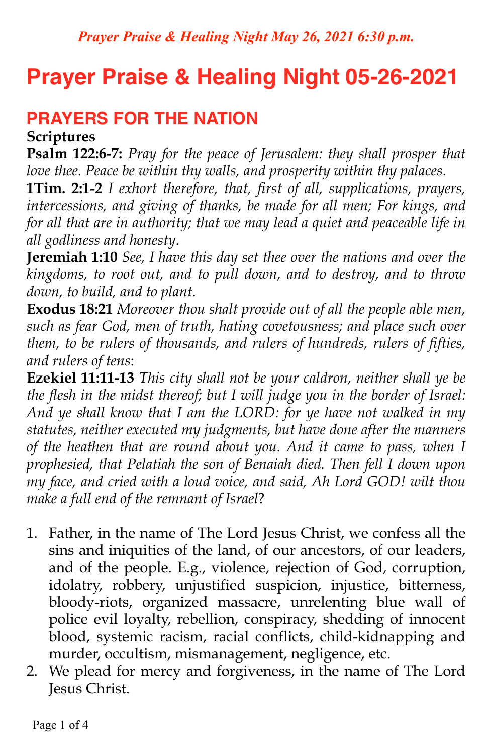*Prayer Praise & Healing Night May 26, 2021 6:30 p.m.*

# Prayer Praise & Healing Night 05-26-2021

## PRAYERS FOR THE NATION

**Scriptures**

**Psalm 122:6-7:** *Pray for the peace of Jerusalem: they shall prosper that love thee. Peace be within thy walls, and prosperity within thy palaces.*

**1Tim. 2:1-2** *I exhort therefore, that, first of all, supplications, prayers, intercessions, and giving of thanks, be made for all men; For kings, and for all that are in authority; that we may lead a quiet and peaceable life in all godliness and honesty.*

**Jeremiah 1:10** *See, I have this day set thee over the nations and over the kingdoms, to root out, and to pull down, and to destroy, and to throw down, to build, and to plant.*

**Exodus 18:21** *Moreover thou shalt provide out of all the people able men, such as fear God, men of truth, hating covetousness; and place such over them, to be rulers of thousands, and rulers of hundreds, rulers of fifties, and rulers of tens*:

**Ezekiel 11:11-13** *This city shall not be your caldron, neither shall ye be the flesh in the midst thereof; but I will judge you in the border of Israel: And ye shall know that I am the LORD: for ye have not walked in my statutes, neither executed my judgments, but have done after the manners of the heathen that are round about you. And it came to pass, when I prophesied, that Pelatiah the son of Benaiah died. Then fell I down upon my face, and cried with a loud voice, and said, Ah Lord GOD! wilt thou make a full end of the remnant of Israel*?

1. Father, in the name of The Lord Jesus Christ, we confess all the sins and iniquities of the land, of our ancestors, of our leaders, and of the people. E.g., violence, rejection of God, corruption, idolatry, robbery, unjustified suspicion, injustice, bitterness, bloody-riots, organized massacre, unrelenting blue wall of police evil loyalty, rebellion, conspiracy, shedding of innocent blood, systemic racism, racial conflicts, child-kidnapping and murder, occultism, mismanagement, negligence, etc.
2. We plead for mercy and forgiveness, in the name of The Lord Jesus Christ.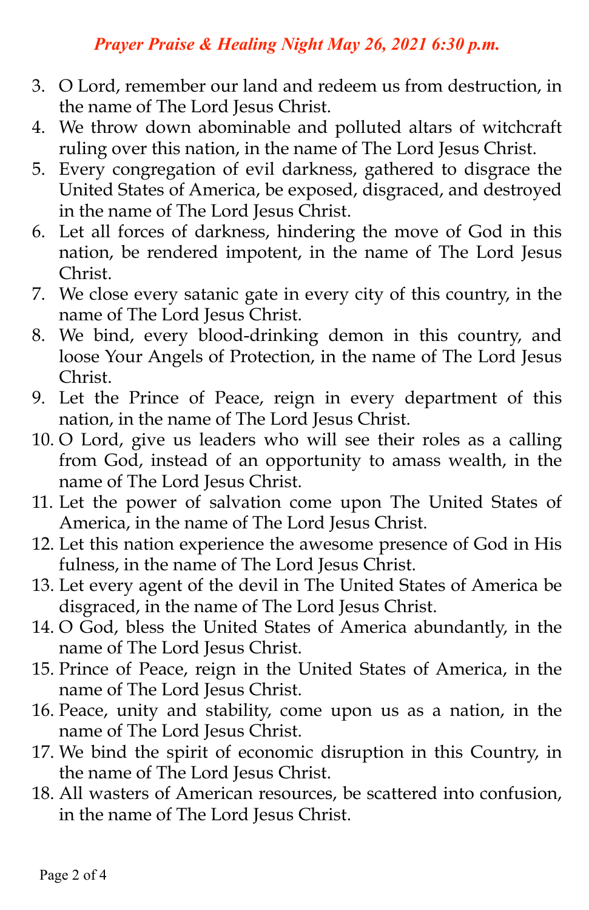3. O Lord, remember our land and redeem us from destruction, in the name of The Lord Jesus Christ.
4. We throw down abominable and polluted altars of witchcraft ruling over this nation, in the name of The Lord Jesus Christ.
5. Every congregation of evil darkness, gathered to disgrace the United States of America, be exposed, disgraced, and destroyed in the name of The Lord Jesus Christ.
6. Let all forces of darkness, hindering the move of God in this nation, be rendered impotent, in the name of The Lord Jesus Christ.
7. We close every satanic gate in every city of this country, in the name of The Lord Jesus Christ.
8. We bind, every blood-drinking demon in this country, and loose Your Angels of Protection, in the name of The Lord Jesus Christ.
9. Let the Prince of Peace, reign in every department of this nation, in the name of The Lord Jesus Christ.
10. O Lord, give us leaders who will see their roles as a calling from God, instead of an opportunity to amass wealth, in the name of The Lord Jesus Christ.
11. Let the power of salvation come upon The United States of America, in the name of The Lord Jesus Christ.
12. Let this nation experience the awesome presence of God in His fulness, in the name of The Lord Jesus Christ.
13. Let every agent of the devil in The United States of America be disgraced, in the name of The Lord Jesus Christ.
14. O God, bless the United States of America abundantly, in the name of The Lord Jesus Christ.
15. Prince of Peace, reign in the United States of America, in the name of The Lord Jesus Christ.
16. Peace, unity and stability, come upon us as a nation, in the name of The Lord Jesus Christ.
17. We bind the spirit of economic disruption in this Country, in the name of The Lord Jesus Christ.
18. All wasters of American resources, be scattered into confusion, in the name of The Lord Jesus Christ.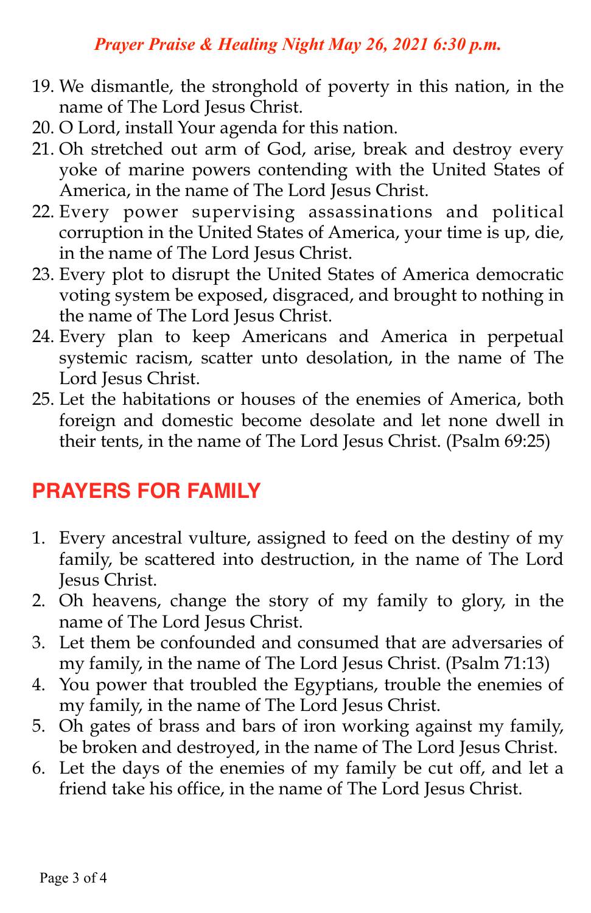*Prayer Praise & Healing Night May 26, 2021 6:30 p.m.*

19. We dismantle, the stronghold of poverty in this nation, in the name of The Lord Jesus Christ.
20. O Lord, install Your agenda for this nation.
21. Oh stretched out arm of God, arise, break and destroy every yoke of marine powers contending with the United States of America, in the name of The Lord Jesus Christ.
22. Every power supervising assassinations and political corruption in the United States of America, your time is up, die, in the name of The Lord Jesus Christ.
23. Every plot to disrupt the United States of America democratic voting system be exposed, disgraced, and brought to nothing in the name of The Lord Jesus Christ.
24. Every plan to keep Americans and America in perpetual systemic racism, scatter unto desolation, in the name of The Lord Jesus Christ.
25. Let the habitations or houses of the enemies of America, both foreign and domestic become desolate and let none dwell in their tents, in the name of The Lord Jesus Christ. (Psalm 69:25)

## PRAYERS FOR FAMILY

1. Every ancestral vulture, assigned to feed on the destiny of my family, be scattered into destruction, in the name of The Lord Jesus Christ.
2. Oh heavens, change the story of my family to glory, in the name of The Lord Jesus Christ.
3. Let them be confounded and consumed that are adversaries of my family, in the name of The Lord Jesus Christ. (Psalm 71:13)
4. You power that troubled the Egyptians, trouble the enemies of my family, in the name of The Lord Jesus Christ.
5. Oh gates of brass and bars of iron working against my family, be broken and destroyed, in the name of The Lord Jesus Christ.
6. Let the days of the enemies of my family be cut off, and let a friend take his office, in the name of The Lord Jesus Christ.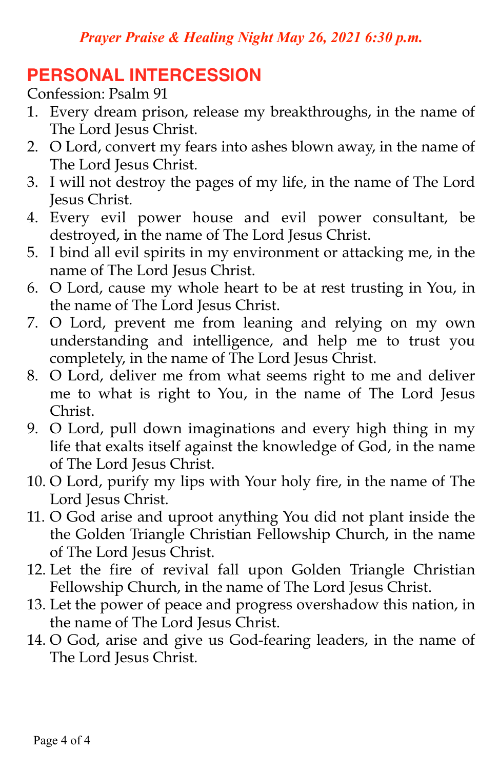*Prayer Praise & Healing Night May 26, 2021 6:30 p.m.*

## PERSONAL INTERCESSION

Confession: Psalm 91

1. Every dream prison, release my breakthroughs, in the name of The Lord Jesus Christ.
2. O Lord, convert my fears into ashes blown away, in the name of The Lord Jesus Christ.
3. I will not destroy the pages of my life, in the name of The Lord Jesus Christ.
4. Every evil power house and evil power consultant, be destroyed, in the name of The Lord Jesus Christ.
5. I bind all evil spirits in my environment or attacking me, in the name of The Lord Jesus Christ.
6. O Lord, cause my whole heart to be at rest trusting in You, in the name of The Lord Jesus Christ.
7. O Lord, prevent me from leaning and relying on my own understanding and intelligence, and help me to trust you completely, in the name of The Lord Jesus Christ.
8. O Lord, deliver me from what seems right to me and deliver me to what is right to You, in the name of The Lord Jesus Christ.
9. O Lord, pull down imaginations and every high thing in my life that exalts itself against the knowledge of God, in the name of The Lord Jesus Christ.
10. O Lord, purify my lips with Your holy fire, in the name of The Lord Jesus Christ.
11. O God arise and uproot anything You did not plant inside the the Golden Triangle Christian Fellowship Church, in the name of The Lord Jesus Christ.
12. Let the fire of revival fall upon Golden Triangle Christian Fellowship Church, in the name of The Lord Jesus Christ.
13. Let the power of peace and progress overshadow this nation, in the name of The Lord Jesus Christ.
14. O God, arise and give us God-fearing leaders, in the name of The Lord Jesus Christ.